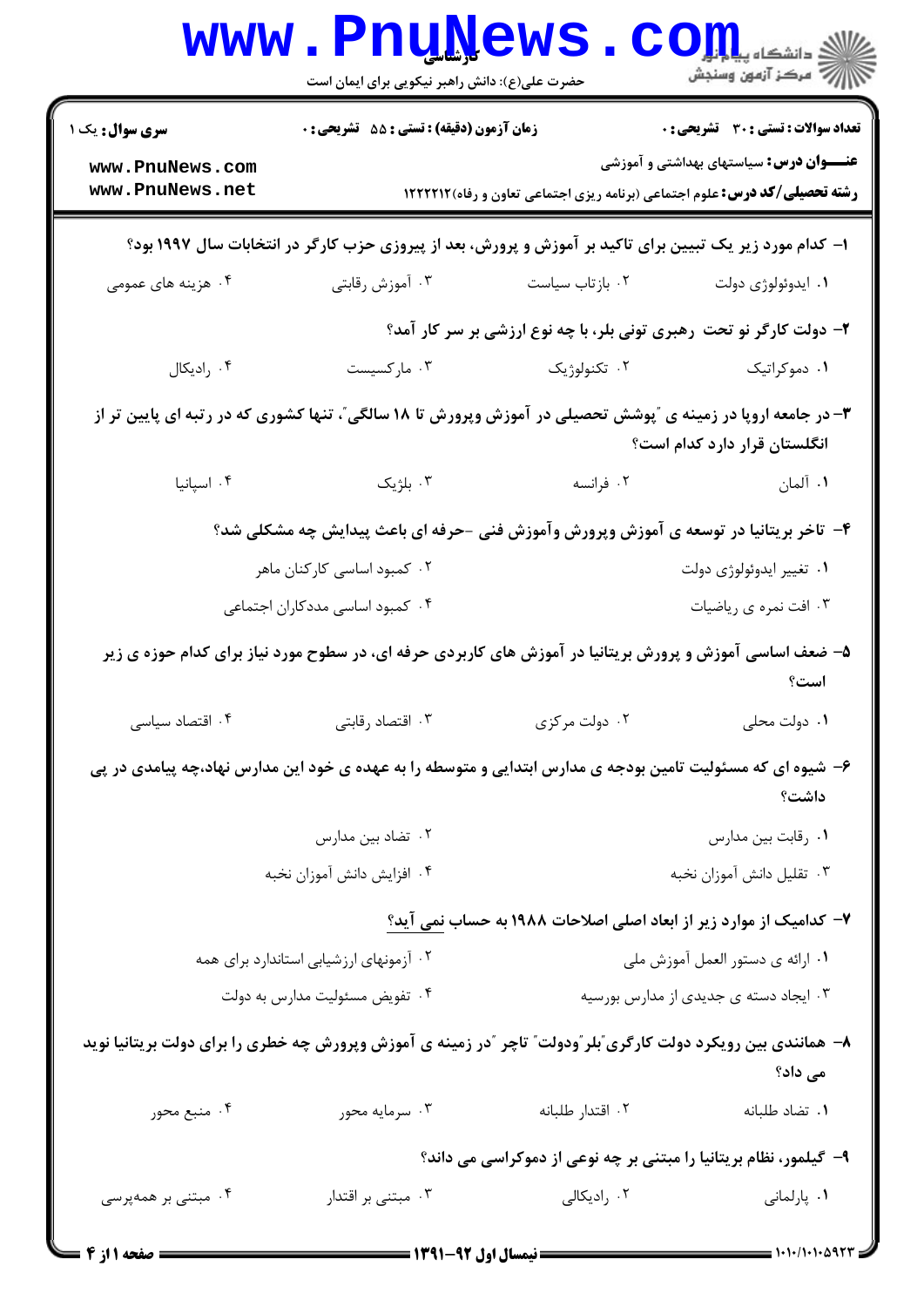**سری سؤال:** یک ۱

**زمان آزمون (دقیقه) : تستی : ۵۵ تشریحی : ۰**

**تعداد سوالات : تستی : ۳۰ تشریحی : ۰**

**عنـــوان درس:** سیاستهای بهداشتی و آموزشی

**رشته تحصیلی/کد درس:** علوم اجتماعی (برنامه ریزی اجتماعی تعاون و رفاه)۱۲۲۲۲۱۲

۱- کدام مورد زیر یک تبیین برای تاکید بر آموزش و پرورش، بعد از پیروزی حزب کارگر در انتخابات سال ۱۹۹۷ بود؟

۱. ایدوئولوژی دولت
۲. بازتاب سیاست
۳. آموزش رقابتی
۴. هزینه های عمومی

۲- دولت کارگر نو تحت رهبری تونی بلر، با چه نوع ارزشی بر سر کار آمد؟

۱. دموکراتیک
۲. تکنولوژیک
۳. مارکسیست
۴. رادیکال

۳- در جامعه اروپا در زمینه ی "پوشش تحصیلی در آموزش وپرورش تا ۱۸ سالگی"، تنها کشوری که در رتبه ای پایین تر از انگلستان قرار دارد کدام است؟

۱. آلمان
۲. فرانسه
۳. بلژیک
۴. اسپانیا

۴- تاخر بریتانیا در توسعه ی آموزش وپرورش وآموزش فنی -حرفه ای باعث پیدایش چه مشکلی شد؟

۱. تغییر ایدوئولوژی دولت
۲. کمبود اساسی کارکنان ماهر
۳. افت نمره ی ریاضیات
۴. کمبود اساسی مددکاران اجتماعی

۵- ضعف اساسی آموزش و پرورش بریتانیا در آموزش های کاربردی حرفه ای، در سطوح مورد نیاز برای کدام حوزه ی زیر است؟

۱. دولت محلی
۲. دولت مرکزی
۳. اقتصاد رقابتی
۴. اقتصاد سیاسی

۶- شیوه ای که مسئولیت تامین بودجه ی مدارس ابتدایی و متوسطه را به عهده ی خود این مدارس نهاد،چه پیامدی در پی داشت؟

۱. رقابت بین مدارس
۲. تضاد بین مدارس
۳. تقلیل دانش آموزان نخبه
۴. افزایش دانش آموزان نخبه

۷- کدامیک از موارد زیر از ابعاد اصلی اصلاحات ۱۹۸۸ به حساب نمی آید؟

۱. ارائه ی دستور العمل آموزش ملی
۲. آزمونهای ارزشیابی استاندارد برای همه
۳. ایجاد دسته ی جدیدی از مدارس بورسیه
۴. تفویض مسئولیت مدارس به دولت

۸- همانندی بین رویکرد دولت کارگری"بلر"ودولت" تاچر "در زمینه ی آموزش وپرورش چه خطری را برای دولت بریتانیا نوید می داد؟

۱. تضاد طلبانه
۲. اقتدار طلبانه
۳. سرمایه محور
۴. منبع محور

۹- گیلمور، نظام بریتانیا را مبتنی بر چه نوعی از دموکراسی می داند؟

۱. پارلمانی
۲. رادیکالی
۳. مبتنی بر اقتدار
۴. مبتنی بر همه‌پرسی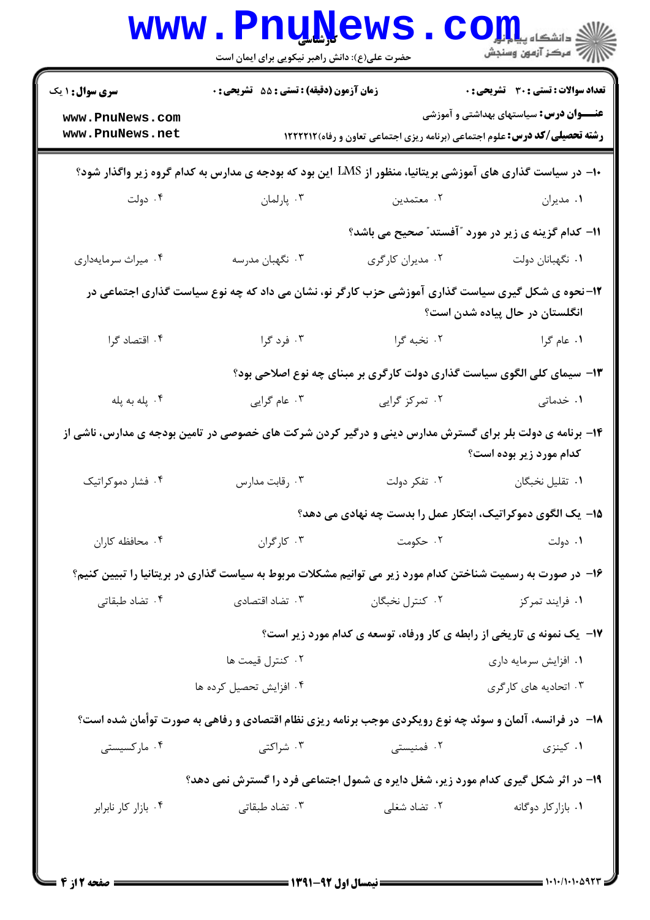**سری سوال:** ۱ یک | **زمان آزمون (دقیقه) : تستی :** ۵۵ **تشریحی :** ۰ | **تعداد سوالات : تستی :** ۳۰ **تشریحی :** ۰

**عنـــوان درس:** سیاستهای بهداشتی و آموزشی

**رشته تحصیلی/کد درس:** علوم اجتماعی (برنامه ریزی اجتماعی تعاون و رفاه)۱۲۲۲۲۱۲

۱۰- در سیاست گذاری های آموزشی بریتانیا، منظور از LMS این بود که بودجه ی مدارس به کدام گروه زیر واگذار شود؟

۱. مدیران ۲. معتمدین ۳. پارلمان ۴. دولت

۱۱- کدام گزینه ی زیر در مورد "آفستد" صحیح می باشد؟

۱. نگهبانان دولت ۲. مدیران کارگری ۳. نگهبان مدرسه ۴. میراث سرمایه‌داری

۱۲- نحوه ی شکل گیری سیاست گذاری آموزشی حزب کارگر نو، نشان می داد که چه نوع سیاست گذاری اجتماعی در انگلستان در حال پیاده شدن است؟

۱. عام گرا ۲. نخبه گرا ۳. فرد گرا ۴. اقتصاد گرا

۱۳- سیمای کلی الگوی سیاست گذاری دولت کارگری بر مبنای چه نوع اصلاحی بود؟

۱. خدماتی ۲. تمرکز گرایی ۳. عام گرایی ۴. پله به پله

۱۴- برنامه ی دولت بلر برای گسترش مدارس دینی و درگیر کردن شرکت های خصوصی در تامین بودجه ی مدارس، ناشی از کدام مورد زیر بوده است؟

۱. تقلیل نخبگان ۲. تفکر دولت ۳. رقابت مدارس ۴. فشار دموکراتیک

۱۵- یک الگوی دموکراتیک، ابتکار عمل را بدست چه نهادی می دهد؟

۱. دولت ۲. حکومت ۳. کارگران ۴. محافظه کاران

۱۶- در صورت به رسمیت شناختن کدام مورد زیر می توانیم مشکلات مربوط به سیاست گذاری در بریتانیا را تبیین کنیم؟

۱. فرایند تمرکز ۲. کنترل نخبگان ۳. تضاد اقتصادی ۴. تضاد طبقاتی

۱۷- یک نمونه ی تاریخی از رابطه ی کار ورفاه، توسعه ی کدام مورد زیر است؟

۱. افزایش سرمایه داری ۲. کنترل قیمت ها ۳. اتحادیه های کارگری ۴. افزایش تحصیل کرده ها

۱۸- در فرانسه، آلمان و سوئد چه نوع رویکردی موجب برنامه ریزی نظام اقتصادی و رفاهی به صورت توأمان شده است؟

۱. کینزی ۲. فمنیستی ۳. شراکتی ۴. مارکسیستی

۱۹- در اثر شکل گیری کدام مورد زیر، شغل دایره ی شمول اجتماعی فرد را گسترش نمی دهد؟

۱. بازارکار دوگانه ۲. تضاد شغلی ۳. تضاد طبقاتی ۴. بازار کار نابرابر

نیمسال اول ۹۲-۱۳۹۱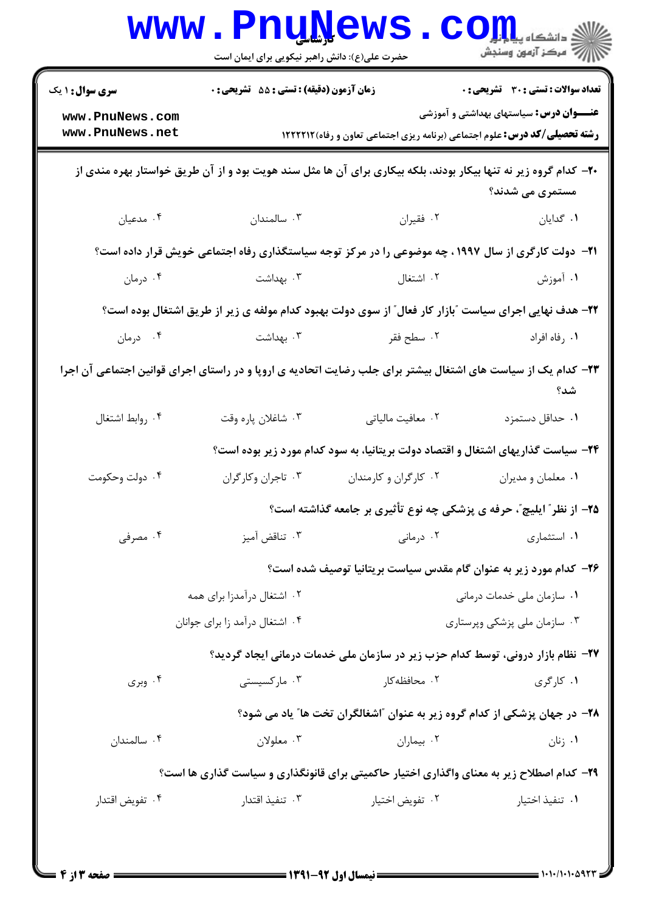۲۰- کدام گروه زیر نه تنها بیکار بودند، بلکه بیکاری برای آن ها مثل سند هویت بود و از آن طریق خواستار بهره مندی از مستمری می شدند؟

۱. گدایان
۲. فقیران
۳. سالمندان
۴. مدعیان

۲۱- دولت کارگری از سال ۱۹۹۷ ، چه موضوعی را در مرکز توجه سیاستگذاری رفاه اجتماعی خویش قرار داده است؟

۱. آموزش
۲. اشتغال
۳. بهداشت
۴. درمان

۲۲- هدف نهایی اجرای سیاست "بازار کار فعال" از سوی دولت بهبود کدام مولفه ی زیر از طریق اشتغال بوده است؟

۱. رفاه افراد
۲. سطح فقر
۳. بهداشت
۴. درمان

۲۳- کدام یک از سیاست های اشتغال بیشتر برای جلب رضایت اتحادیه ی اروپا و در راستای اجرای قوانین اجتماعی آن اجرا شد؟

۱. حداقل دستمزد
۲. معافیت مالیاتی
۳. شاغلان پاره وقت
۴. روابط اشتغال

۲۴- سیاست گذاریهای اشتغال و اقتصاد دولت بریتانیا، به سود کدام مورد زیر بوده است؟

۱. معلمان و مدیران
۲. کارگران و کارمندان
۳. تاجران وکارگران
۴. دولت وحکومت

۲۵- از نظر" ایلیچ"، حرفه ی پزشکی چه نوع تأثیری بر جامعه گذاشته است؟

۱. استثماری
۲. درمانی
۳. تناقض آمیز
۴. مصرفی

۲۶- کدام مورد زیر به عنوان گام مقدس سیاست بریتانیا توصیف شده است؟

۱. سازمان ملی خدمات درمانی
۲. اشتغال درآمدزا برای همه
۳. سازمان ملی پزشکی وپرستاری
۴. اشتغال درآمد زا برای جوانان

۲۷- نظام بازار درونی، توسط کدام حزب زیر در سازمان ملی خدمات درمانی ایجاد گردید؟

۱. کارگری
۲. محافظه‌کار
۳. مارکسیستی
۴. وبری

۲۸- در جهان پزشکی از کدام گروه زیر به عنوان "اشغالگران تخت ها" یاد می شود؟

۱. زنان
۲. بیماران
۳. معلولان
۴. سالمندان

۲۹- کدام اصطلاح زیر به معنای واگذاری اختیار حاکمیتی برای قانونگذاری و سیاست گذاری ها است؟

۱. تنفیذ اختیار
۲. تفویض اختیار
۳. تنفیذ اقتدار
۴. تفویض اقتدار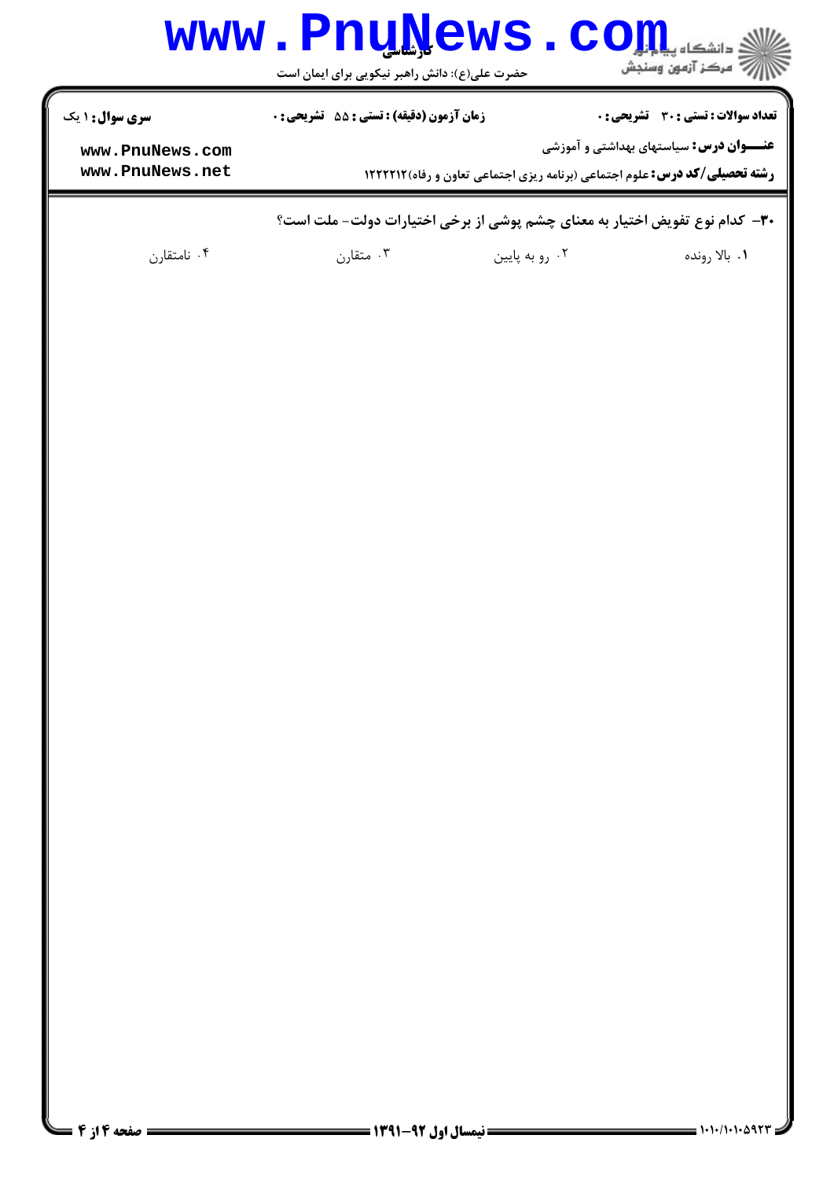**۳۰- کدام نوع تفویض اختیار به معنای چشم پوشی از برخی اختیارات دولت- ملت است؟**

۱. بالا رونده

۲. رو به پایین

۳. متقارن

۴. نامتقارن